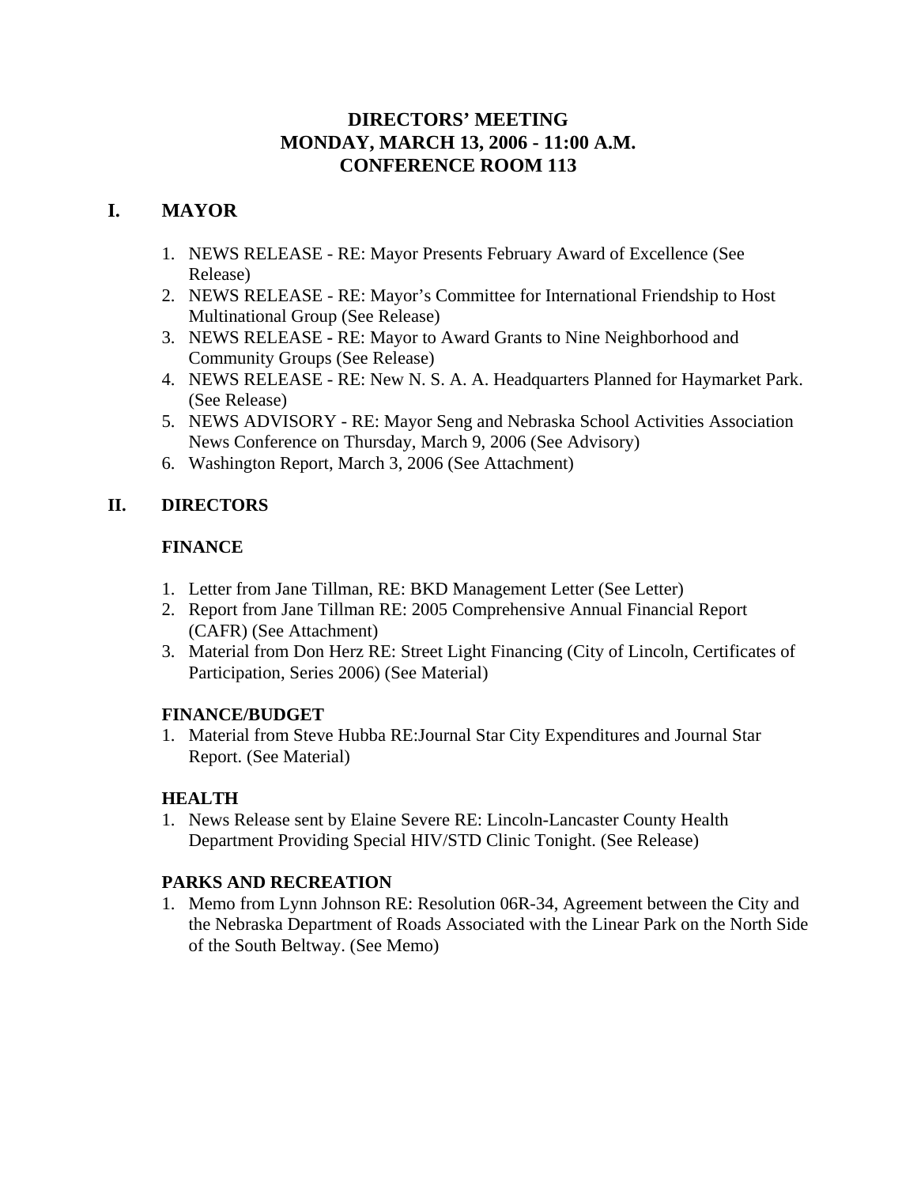# DIRECTORS' MEETING
# MONDAY, MARCH 13, 2006 - 11:00 A.M.
# CONFERENCE ROOM 113

## I. MAYOR

1. NEWS RELEASE - RE: Mayor Presents February Award of Excellence (See Release)
2. NEWS RELEASE - RE: Mayor's Committee for International Friendship to Host Multinational Group (See Release)
3. NEWS RELEASE - RE: Mayor to Award Grants to Nine Neighborhood and Community Groups (See Release)
4. NEWS RELEASE - RE: New N. S. A. A. Headquarters Planned for Haymarket Park. (See Release)
5. NEWS ADVISORY - RE: Mayor Seng and Nebraska School Activities Association News Conference on Thursday, March 9, 2006 (See Advisory)
6. Washington Report, March 3, 2006 (See Attachment)

## II. DIRECTORS

### FINANCE

1. Letter from Jane Tillman, RE: BKD Management Letter (See Letter)
2. Report from Jane Tillman RE: 2005 Comprehensive Annual Financial Report (CAFR) (See Attachment)
3. Material from Don Herz RE: Street Light Financing (City of Lincoln, Certificates of Participation, Series 2006) (See Material)

### FINANCE/BUDGET

1. Material from Steve Hubba RE:Journal Star City Expenditures and Journal Star Report. (See Material)

### HEALTH

1. News Release sent by Elaine Severe RE: Lincoln-Lancaster County Health Department Providing Special HIV/STD Clinic Tonight. (See Release)

### PARKS AND RECREATION

1. Memo from Lynn Johnson RE: Resolution 06R-34, Agreement between the City and the Nebraska Department of Roads Associated with the Linear Park on the North Side of the South Beltway. (See Memo)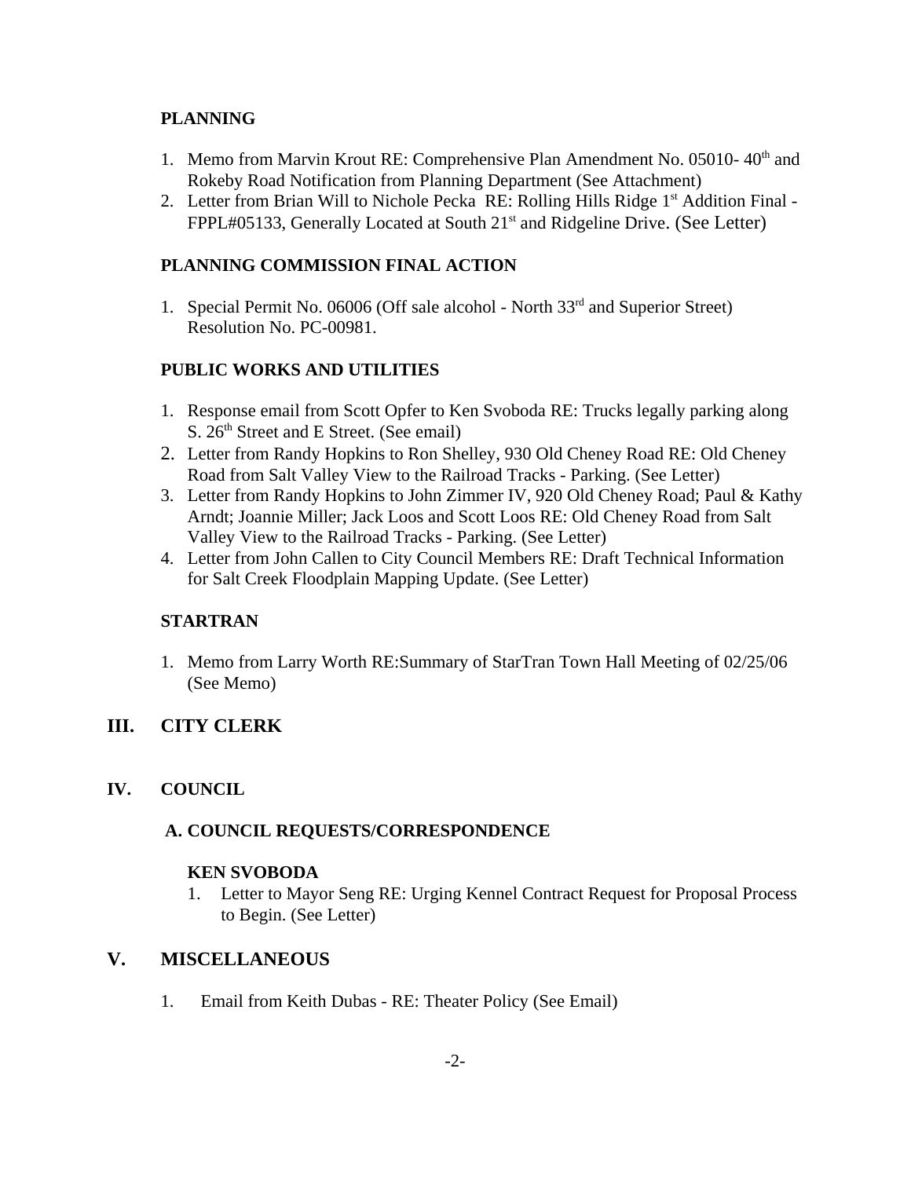**PLANNING**

1. Memo from Marvin Krout RE: Comprehensive Plan Amendment No. 05010- 40th and Rokeby Road Notification from Planning Department (See Attachment)
2. Letter from Brian Will to Nichole Pecka RE: Rolling Hills Ridge 1st Addition Final - FPPL#05133, Generally Located at South 21st and Ridgeline Drive. (See Letter)

**PLANNING COMMISSION FINAL ACTION**

1. Special Permit No. 06006 (Off sale alcohol - North 33rd and Superior Street) Resolution No. PC-00981.

**PUBLIC WORKS AND UTILITIES**

1. Response email from Scott Opfer to Ken Svoboda RE: Trucks legally parking along S. 26th Street and E Street. (See email)
2. Letter from Randy Hopkins to Ron Shelley, 930 Old Cheney Road RE: Old Cheney Road from Salt Valley View to the Railroad Tracks - Parking. (See Letter)
3. Letter from Randy Hopkins to John Zimmer IV, 920 Old Cheney Road; Paul & Kathy Arndt; Joannie Miller; Jack Loos and Scott Loos RE: Old Cheney Road from Salt Valley View to the Railroad Tracks - Parking. (See Letter)
4. Letter from John Callen to City Council Members RE: Draft Technical Information for Salt Creek Floodplain Mapping Update. (See Letter)

**STARTRAN**

1. Memo from Larry Worth RE:Summary of StarTran Town Hall Meeting of 02/25/06 (See Memo)

## III. CITY CLERK

## IV. COUNCIL

### A. COUNCIL REQUESTS/CORRESPONDENCE

**KEN SVOBODA**

1. Letter to Mayor Seng RE: Urging Kennel Contract Request for Proposal Process to Begin. (See Letter)

## V. MISCELLANEOUS

1. Email from Keith Dubas - RE: Theater Policy (See Email)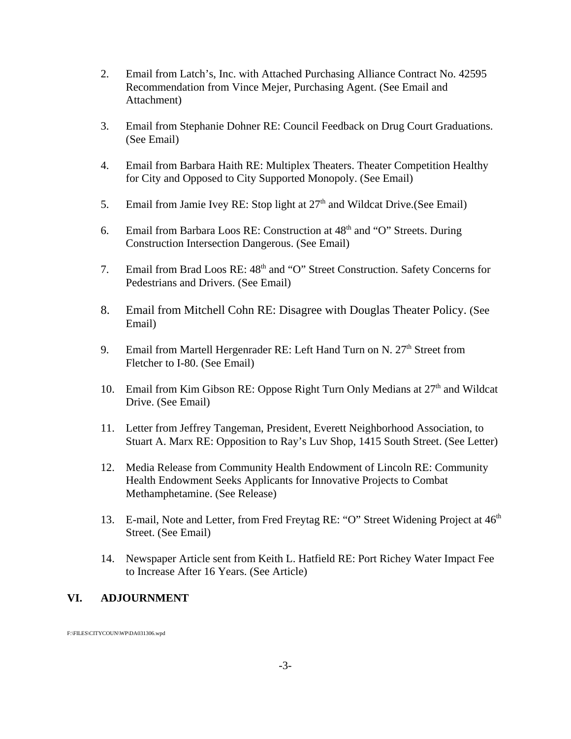2. Email from Latch's, Inc. with Attached Purchasing Alliance Contract No. 42595 Recommendation from Vince Mejer, Purchasing Agent. (See Email and Attachment)

3. Email from Stephanie Dohner RE: Council Feedback on Drug Court Graduations. (See Email)

4. Email from Barbara Haith RE: Multiplex Theaters. Theater Competition Healthy for City and Opposed to City Supported Monopoly. (See Email)

5. Email from Jamie Ivey RE: Stop light at 27th and Wildcat Drive.(See Email)

6. Email from Barbara Loos RE: Construction at 48th and "O" Streets. During Construction Intersection Dangerous. (See Email)

7. Email from Brad Loos RE: 48th and "O" Street Construction. Safety Concerns for Pedestrians and Drivers. (See Email)

8. Email from Mitchell Cohn RE: Disagree with Douglas Theater Policy. (See Email)

9. Email from Martell Hergenrader RE: Left Hand Turn on N. 27th Street from Fletcher to I-80. (See Email)

10. Email from Kim Gibson RE: Oppose Right Turn Only Medians at 27th and Wildcat Drive. (See Email)

11. Letter from Jeffrey Tangeman, President, Everett Neighborhood Association, to Stuart A. Marx RE: Opposition to Ray's Luv Shop, 1415 South Street. (See Letter)

12. Media Release from Community Health Endowment of Lincoln RE: Community Health Endowment Seeks Applicants for Innovative Projects to Combat Methamphetamine. (See Release)

13. E-mail, Note and Letter, from Fred Freytag RE: "O" Street Widening Project at 46th Street. (See Email)

14. Newspaper Article sent from Keith L. Hatfield RE: Port Richey Water Impact Fee to Increase After 16 Years. (See Article)

## VI. ADJOURNMENT

F:\FILES\CITYCOUN\WP\DA031306.wpd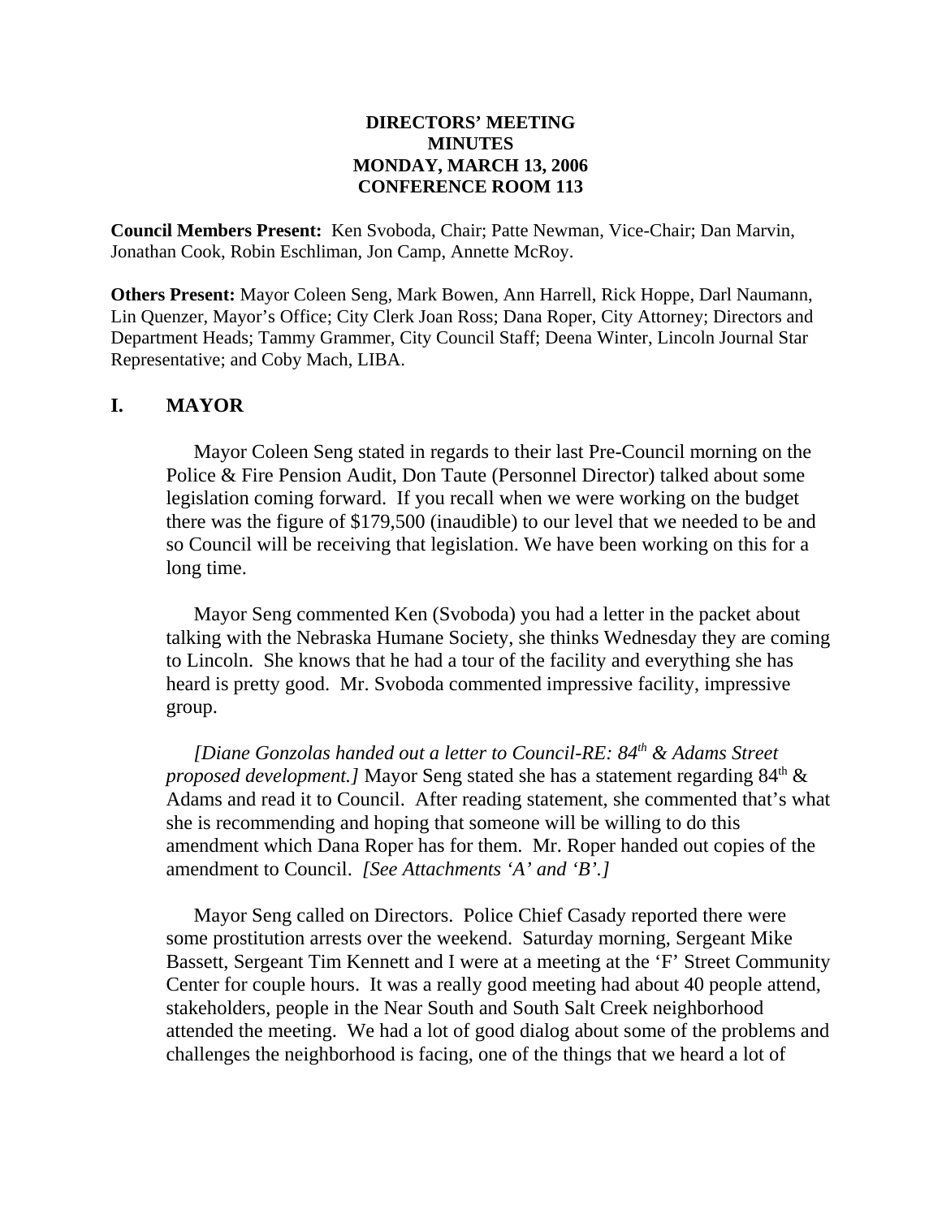**DIRECTORS' MEETING**
**MINUTES**
**MONDAY, MARCH 13, 2006**
**CONFERENCE ROOM 113**

**Council Members Present:** Ken Svoboda, Chair; Patte Newman, Vice-Chair; Dan Marvin, Jonathan Cook, Robin Eschliman, Jon Camp, Annette McRoy.

**Others Present:** Mayor Coleen Seng, Mark Bowen, Ann Harrell, Rick Hoppe, Darl Naumann, Lin Quenzer, Mayor's Office; City Clerk Joan Ross; Dana Roper, City Attorney; Directors and Department Heads; Tammy Grammer, City Council Staff; Deena Winter, Lincoln Journal Star Representative; and Coby Mach, LIBA.

## I. MAYOR

Mayor Coleen Seng stated in regards to their last Pre-Council morning on the Police & Fire Pension Audit, Don Taute (Personnel Director) talked about some legislation coming forward. If you recall when we were working on the budget there was the figure of $179,500 (inaudible) to our level that we needed to be and so Council will be receiving that legislation. We have been working on this for a long time.

Mayor Seng commented Ken (Svoboda) you had a letter in the packet about talking with the Nebraska Humane Society, she thinks Wednesday they are coming to Lincoln. She knows that he had a tour of the facility and everything she has heard is pretty good. Mr. Svoboda commented impressive facility, impressive group.

*[Diane Gonzolas handed out a letter to Council-RE: 84th & Adams Street proposed development.]* Mayor Seng stated she has a statement regarding 84th & Adams and read it to Council. After reading statement, she commented that's what she is recommending and hoping that someone will be willing to do this amendment which Dana Roper has for them. Mr. Roper handed out copies of the amendment to Council. *[See Attachments 'A' and 'B'.]*

Mayor Seng called on Directors. Police Chief Casady reported there were some prostitution arrests over the weekend. Saturday morning, Sergeant Mike Bassett, Sergeant Tim Kennett and I were at a meeting at the 'F' Street Community Center for couple hours. It was a really good meeting had about 40 people attend, stakeholders, people in the Near South and South Salt Creek neighborhood attended the meeting. We had a lot of good dialog about some of the problems and challenges the neighborhood is facing, one of the things that we heard a lot of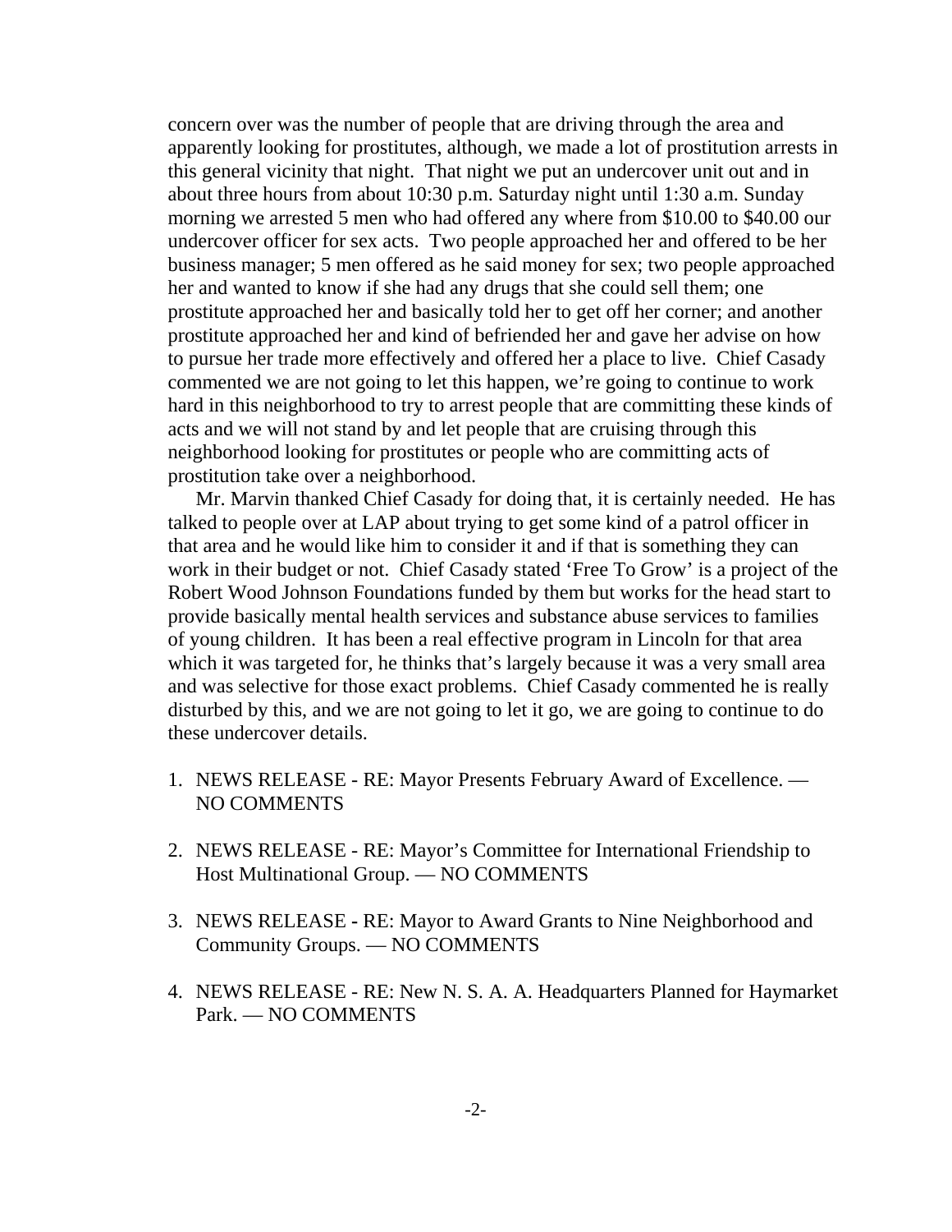concern over was the number of people that are driving through the area and apparently looking for prostitutes, although, we made a lot of prostitution arrests in this general vicinity that night. That night we put an undercover unit out and in about three hours from about 10:30 p.m. Saturday night until 1:30 a.m. Sunday morning we arrested 5 men who had offered any where from $10.00 to $40.00 our undercover officer for sex acts. Two people approached her and offered to be her business manager; 5 men offered as he said money for sex; two people approached her and wanted to know if she had any drugs that she could sell them; one prostitute approached her and basically told her to get off her corner; and another prostitute approached her and kind of befriended her and gave her advise on how to pursue her trade more effectively and offered her a place to live. Chief Casady commented we are not going to let this happen, we're going to continue to work hard in this neighborhood to try to arrest people that are committing these kinds of acts and we will not stand by and let people that are cruising through this neighborhood looking for prostitutes or people who are committing acts of prostitution take over a neighborhood.

Mr. Marvin thanked Chief Casady for doing that, it is certainly needed. He has talked to people over at LAP about trying to get some kind of a patrol officer in that area and he would like him to consider it and if that is something they can work in their budget or not. Chief Casady stated 'Free To Grow' is a project of the Robert Wood Johnson Foundations funded by them but works for the head start to provide basically mental health services and substance abuse services to families of young children. It has been a real effective program in Lincoln for that area which it was targeted for, he thinks that's largely because it was a very small area and was selective for those exact problems. Chief Casady commented he is really disturbed by this, and we are not going to let it go, we are going to continue to do these undercover details.

1. NEWS RELEASE - RE: Mayor Presents February Award of Excellence. — NO COMMENTS

2. NEWS RELEASE - RE: Mayor's Committee for International Friendship to Host Multinational Group. — NO COMMENTS

3. NEWS RELEASE - RE: Mayor to Award Grants to Nine Neighborhood and Community Groups. — NO COMMENTS

4. NEWS RELEASE - RE: New N. S. A. A. Headquarters Planned for Haymarket Park. — NO COMMENTS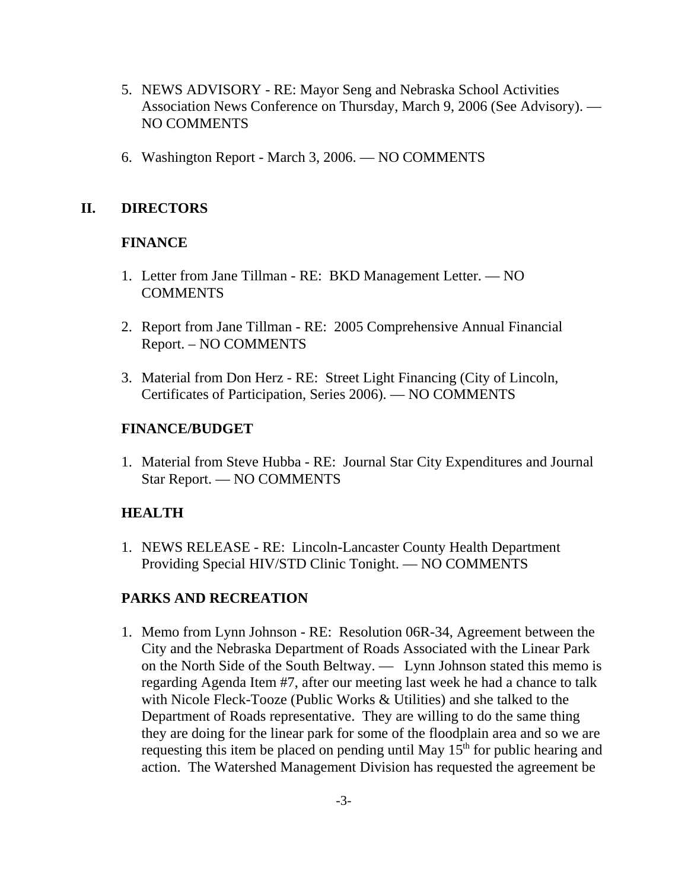5. NEWS ADVISORY - RE: Mayor Seng and Nebraska School Activities Association News Conference on Thursday, March 9, 2006 (See Advisory). — NO COMMENTS

6. Washington Report - March 3, 2006. — NO COMMENTS

## II. DIRECTORS

### FINANCE

1. Letter from Jane Tillman - RE: BKD Management Letter. — NO COMMENTS

2. Report from Jane Tillman - RE: 2005 Comprehensive Annual Financial Report. – NO COMMENTS

3. Material from Don Herz - RE: Street Light Financing (City of Lincoln, Certificates of Participation, Series 2006). — NO COMMENTS

### FINANCE/BUDGET

1. Material from Steve Hubba - RE: Journal Star City Expenditures and Journal Star Report. — NO COMMENTS

### HEALTH

1. NEWS RELEASE - RE: Lincoln-Lancaster County Health Department Providing Special HIV/STD Clinic Tonight. — NO COMMENTS

### PARKS AND RECREATION

1. Memo from Lynn Johnson - RE: Resolution 06R-34, Agreement between the City and the Nebraska Department of Roads Associated with the Linear Park on the North Side of the South Beltway. — Lynn Johnson stated this memo is regarding Agenda Item #7, after our meeting last week he had a chance to talk with Nicole Fleck-Tooze (Public Works & Utilities) and she talked to the Department of Roads representative. They are willing to do the same thing they are doing for the linear park for some of the floodplain area and so we are requesting this item be placed on pending until May 15th for public hearing and action. The Watershed Management Division has requested the agreement be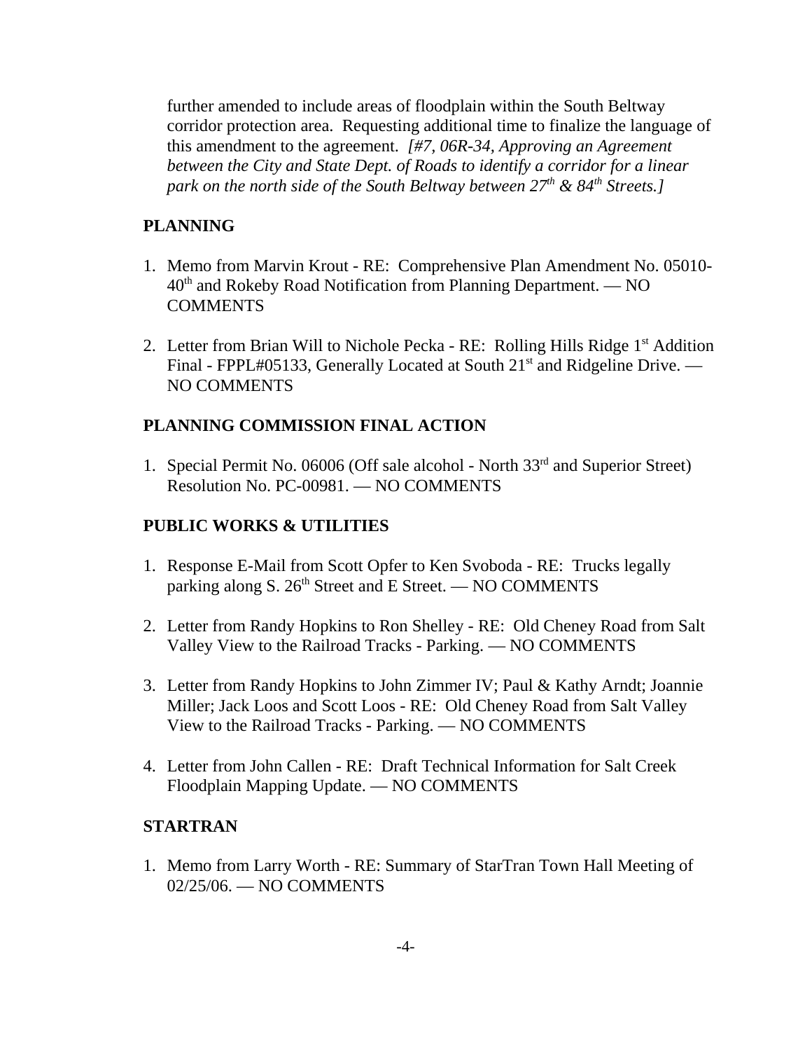further amended to include areas of floodplain within the South Beltway corridor protection area. Requesting additional time to finalize the language of this amendment to the agreement. *[#7, 06R-34, Approving an Agreement between the City and State Dept. of Roads to identify a corridor for a linear park on the north side of the South Beltway between 27th & 84th Streets.]*

**PLANNING**

1. Memo from Marvin Krout - RE: Comprehensive Plan Amendment No. 05010-40th and Rokeby Road Notification from Planning Department. — NO COMMENTS

2. Letter from Brian Will to Nichole Pecka - RE: Rolling Hills Ridge 1st Addition Final - FPPL#05133, Generally Located at South 21st and Ridgeline Drive. — NO COMMENTS

**PLANNING COMMISSION FINAL ACTION**

1. Special Permit No. 06006 (Off sale alcohol - North 33rd and Superior Street) Resolution No. PC-00981. — NO COMMENTS

**PUBLIC WORKS & UTILITIES**

1. Response E-Mail from Scott Opfer to Ken Svoboda - RE: Trucks legally parking along S. 26th Street and E Street. — NO COMMENTS

2. Letter from Randy Hopkins to Ron Shelley - RE: Old Cheney Road from Salt Valley View to the Railroad Tracks - Parking. — NO COMMENTS

3. Letter from Randy Hopkins to John Zimmer IV; Paul & Kathy Arndt; Joannie Miller; Jack Loos and Scott Loos - RE: Old Cheney Road from Salt Valley View to the Railroad Tracks - Parking. — NO COMMENTS

4. Letter from John Callen - RE: Draft Technical Information for Salt Creek Floodplain Mapping Update. — NO COMMENTS

**STARTRAN**

1. Memo from Larry Worth - RE: Summary of StarTran Town Hall Meeting of 02/25/06. — NO COMMENTS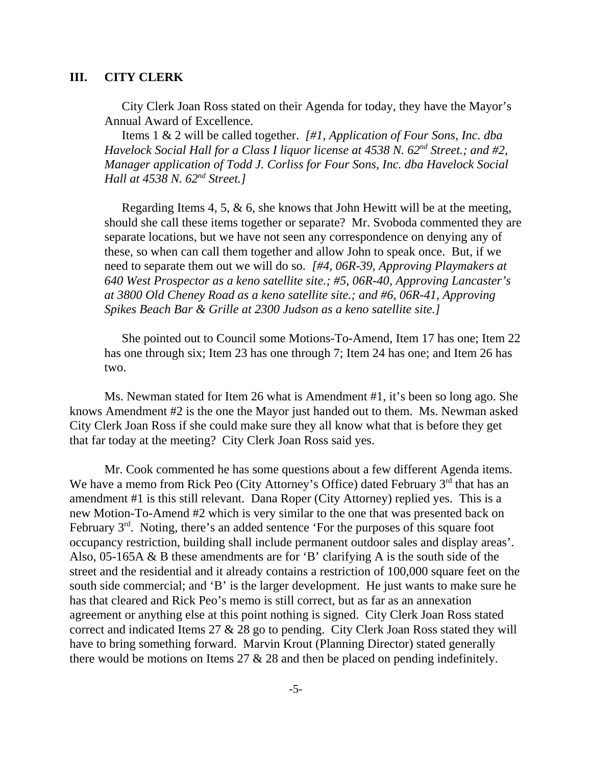## III. CITY CLERK

City Clerk Joan Ross stated on their Agenda for today, they have the Mayor's Annual Award of Excellence.

Items 1 & 2 will be called together. *[#1, Application of Four Sons, Inc. dba Havelock Social Hall for a Class I liquor license at 4538 N. 62nd Street.; and #2, Manager application of Todd J. Corliss for Four Sons, Inc. dba Havelock Social Hall at 4538 N. 62nd Street.]*

Regarding Items 4, 5, & 6, she knows that John Hewitt will be at the meeting, should she call these items together or separate? Mr. Svoboda commented they are separate locations, but we have not seen any correspondence on denying any of these, so when can call them together and allow John to speak once. But, if we need to separate them out we will do so. *[#4, 06R-39, Approving Playmakers at 640 West Prospector as a keno satellite site.; #5, 06R-40, Approving Lancaster's at 3800 Old Cheney Road as a keno satellite site.; and #6, 06R-41, Approving Spikes Beach Bar & Grille at 2300 Judson as a keno satellite site.]*

She pointed out to Council some Motions-To-Amend, Item 17 has one; Item 22 has one through six; Item 23 has one through 7; Item 24 has one; and Item 26 has two.

Ms. Newman stated for Item 26 what is Amendment #1, it's been so long ago. She knows Amendment #2 is the one the Mayor just handed out to them. Ms. Newman asked City Clerk Joan Ross if she could make sure they all know what that is before they get that far today at the meeting? City Clerk Joan Ross said yes.

Mr. Cook commented he has some questions about a few different Agenda items. We have a memo from Rick Peo (City Attorney's Office) dated February 3rd that has an amendment #1 is this still relevant. Dana Roper (City Attorney) replied yes. This is a new Motion-To-Amend #2 which is very similar to the one that was presented back on February 3rd. Noting, there's an added sentence 'For the purposes of this square foot occupancy restriction, building shall include permanent outdoor sales and display areas'. Also, 05-165A & B these amendments are for 'B' clarifying A is the south side of the street and the residential and it already contains a restriction of 100,000 square feet on the south side commercial; and 'B' is the larger development. He just wants to make sure he has that cleared and Rick Peo's memo is still correct, but as far as an annexation agreement or anything else at this point nothing is signed. City Clerk Joan Ross stated correct and indicated Items 27 & 28 go to pending. City Clerk Joan Ross stated they will have to bring something forward. Marvin Krout (Planning Director) stated generally there would be motions on Items 27 & 28 and then be placed on pending indefinitely.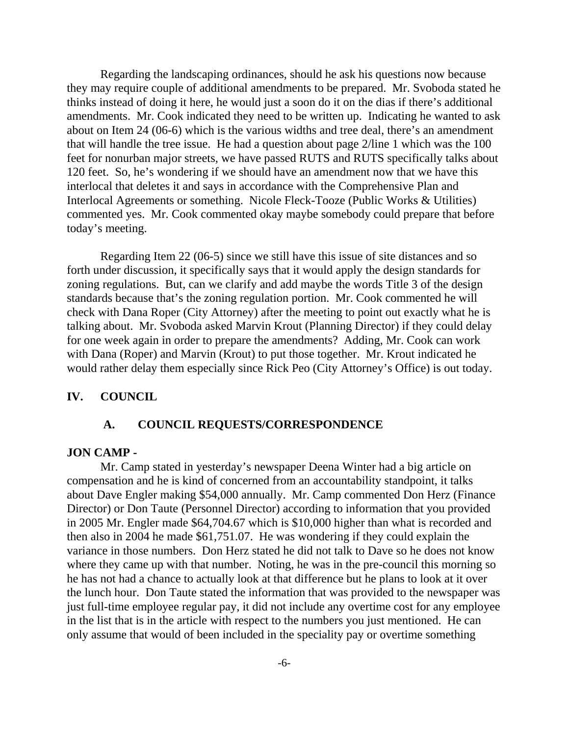Regarding the landscaping ordinances, should he ask his questions now because they may require couple of additional amendments to be prepared. Mr. Svoboda stated he thinks instead of doing it here, he would just a soon do it on the dias if there's additional amendments. Mr. Cook indicated they need to be written up. Indicating he wanted to ask about on Item 24 (06-6) which is the various widths and tree deal, there's an amendment that will handle the tree issue. He had a question about page 2/line 1 which was the 100 feet for nonurban major streets, we have passed RUTS and RUTS specifically talks about 120 feet. So, he's wondering if we should have an amendment now that we have this interlocal that deletes it and says in accordance with the Comprehensive Plan and Interlocal Agreements or something. Nicole Fleck-Tooze (Public Works & Utilities) commented yes. Mr. Cook commented okay maybe somebody could prepare that before today's meeting.

Regarding Item 22 (06-5) since we still have this issue of site distances and so forth under discussion, it specifically says that it would apply the design standards for zoning regulations. But, can we clarify and add maybe the words Title 3 of the design standards because that's the zoning regulation portion. Mr. Cook commented he will check with Dana Roper (City Attorney) after the meeting to point out exactly what he is talking about. Mr. Svoboda asked Marvin Krout (Planning Director) if they could delay for one week again in order to prepare the amendments? Adding, Mr. Cook can work with Dana (Roper) and Marvin (Krout) to put those together. Mr. Krout indicated he would rather delay them especially since Rick Peo (City Attorney's Office) is out today.

## IV. COUNCIL

### A. COUNCIL REQUESTS/CORRESPONDENCE

**JON CAMP -**

Mr. Camp stated in yesterday's newspaper Deena Winter had a big article on compensation and he is kind of concerned from an accountability standpoint, it talks about Dave Engler making $54,000 annually. Mr. Camp commented Don Herz (Finance Director) or Don Taute (Personnel Director) according to information that you provided in 2005 Mr. Engler made $64,704.67 which is $10,000 higher than what is recorded and then also in 2004 he made $61,751.07. He was wondering if they could explain the variance in those numbers. Don Herz stated he did not talk to Dave so he does not know where they came up with that number. Noting, he was in the pre-council this morning so he has not had a chance to actually look at that difference but he plans to look at it over the lunch hour. Don Taute stated the information that was provided to the newspaper was just full-time employee regular pay, it did not include any overtime cost for any employee in the list that is in the article with respect to the numbers you just mentioned. He can only assume that would of been included in the speciality pay or overtime something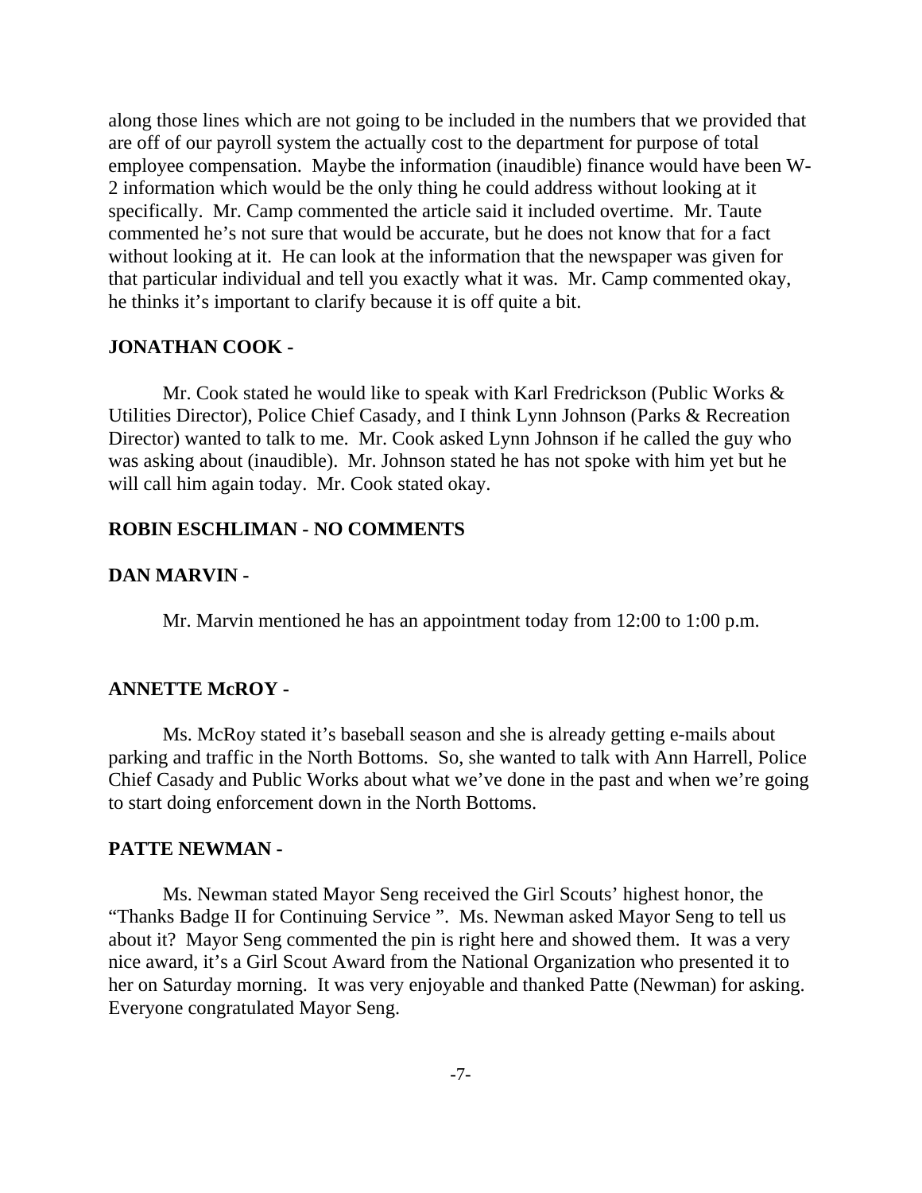along those lines which are not going to be included in the numbers that we provided that are off of our payroll system the actually cost to the department for purpose of total employee compensation. Maybe the information (inaudible) finance would have been W-2 information which would be the only thing he could address without looking at it specifically. Mr. Camp commented the article said it included overtime. Mr. Taute commented he's not sure that would be accurate, but he does not know that for a fact without looking at it. He can look at the information that the newspaper was given for that particular individual and tell you exactly what it was. Mr. Camp commented okay, he thinks it's important to clarify because it is off quite a bit.

**JONATHAN COOK -**

Mr. Cook stated he would like to speak with Karl Fredrickson (Public Works & Utilities Director), Police Chief Casady, and I think Lynn Johnson (Parks & Recreation Director) wanted to talk to me. Mr. Cook asked Lynn Johnson if he called the guy who was asking about (inaudible). Mr. Johnson stated he has not spoke with him yet but he will call him again today. Mr. Cook stated okay.

**ROBIN ESCHLIMAN - NO COMMENTS**

**DAN MARVIN -**

Mr. Marvin mentioned he has an appointment today from 12:00 to 1:00 p.m.

**ANNETTE McROY -**

Ms. McRoy stated it's baseball season and she is already getting e-mails about parking and traffic in the North Bottoms. So, she wanted to talk with Ann Harrell, Police Chief Casady and Public Works about what we've done in the past and when we're going to start doing enforcement down in the North Bottoms.

**PATTE NEWMAN -**

Ms. Newman stated Mayor Seng received the Girl Scouts' highest honor, the "Thanks Badge II for Continuing Service ". Ms. Newman asked Mayor Seng to tell us about it? Mayor Seng commented the pin is right here and showed them. It was a very nice award, it's a Girl Scout Award from the National Organization who presented it to her on Saturday morning. It was very enjoyable and thanked Patte (Newman) for asking. Everyone congratulated Mayor Seng.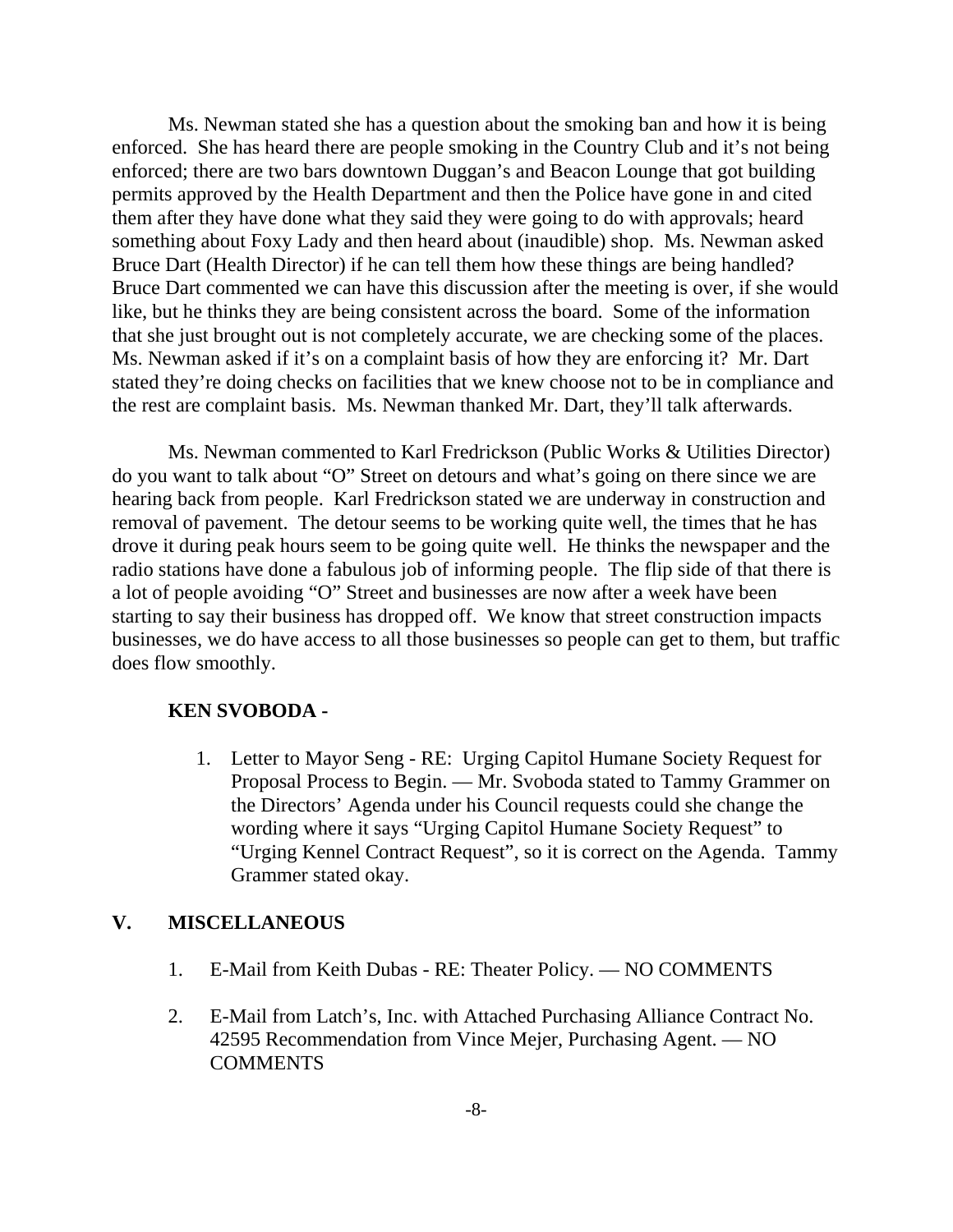Ms. Newman stated she has a question about the smoking ban and how it is being enforced. She has heard there are people smoking in the Country Club and it's not being enforced; there are two bars downtown Duggan's and Beacon Lounge that got building permits approved by the Health Department and then the Police have gone in and cited them after they have done what they said they were going to do with approvals; heard something about Foxy Lady and then heard about (inaudible) shop. Ms. Newman asked Bruce Dart (Health Director) if he can tell them how these things are being handled? Bruce Dart commented we can have this discussion after the meeting is over, if she would like, but he thinks they are being consistent across the board. Some of the information that she just brought out is not completely accurate, we are checking some of the places. Ms. Newman asked if it's on a complaint basis of how they are enforcing it? Mr. Dart stated they're doing checks on facilities that we knew choose not to be in compliance and the rest are complaint basis. Ms. Newman thanked Mr. Dart, they'll talk afterwards.

Ms. Newman commented to Karl Fredrickson (Public Works & Utilities Director) do you want to talk about "O" Street on detours and what's going on there since we are hearing back from people. Karl Fredrickson stated we are underway in construction and removal of pavement. The detour seems to be working quite well, the times that he has drove it during peak hours seem to be going quite well. He thinks the newspaper and the radio stations have done a fabulous job of informing people. The flip side of that there is a lot of people avoiding "O" Street and businesses are now after a week have been starting to say their business has dropped off. We know that street construction impacts businesses, we do have access to all those businesses so people can get to them, but traffic does flow smoothly.

**KEN SVOBODA -**

1. Letter to Mayor Seng - RE: Urging Capitol Humane Society Request for Proposal Process to Begin. — Mr. Svoboda stated to Tammy Grammer on the Directors' Agenda under his Council requests could she change the wording where it says "Urging Capitol Humane Society Request" to "Urging Kennel Contract Request", so it is correct on the Agenda. Tammy Grammer stated okay.

## V. MISCELLANEOUS

1. E-Mail from Keith Dubas - RE: Theater Policy. — NO COMMENTS
2. E-Mail from Latch's, Inc. with Attached Purchasing Alliance Contract No. 42595 Recommendation from Vince Mejer, Purchasing Agent. — NO COMMENTS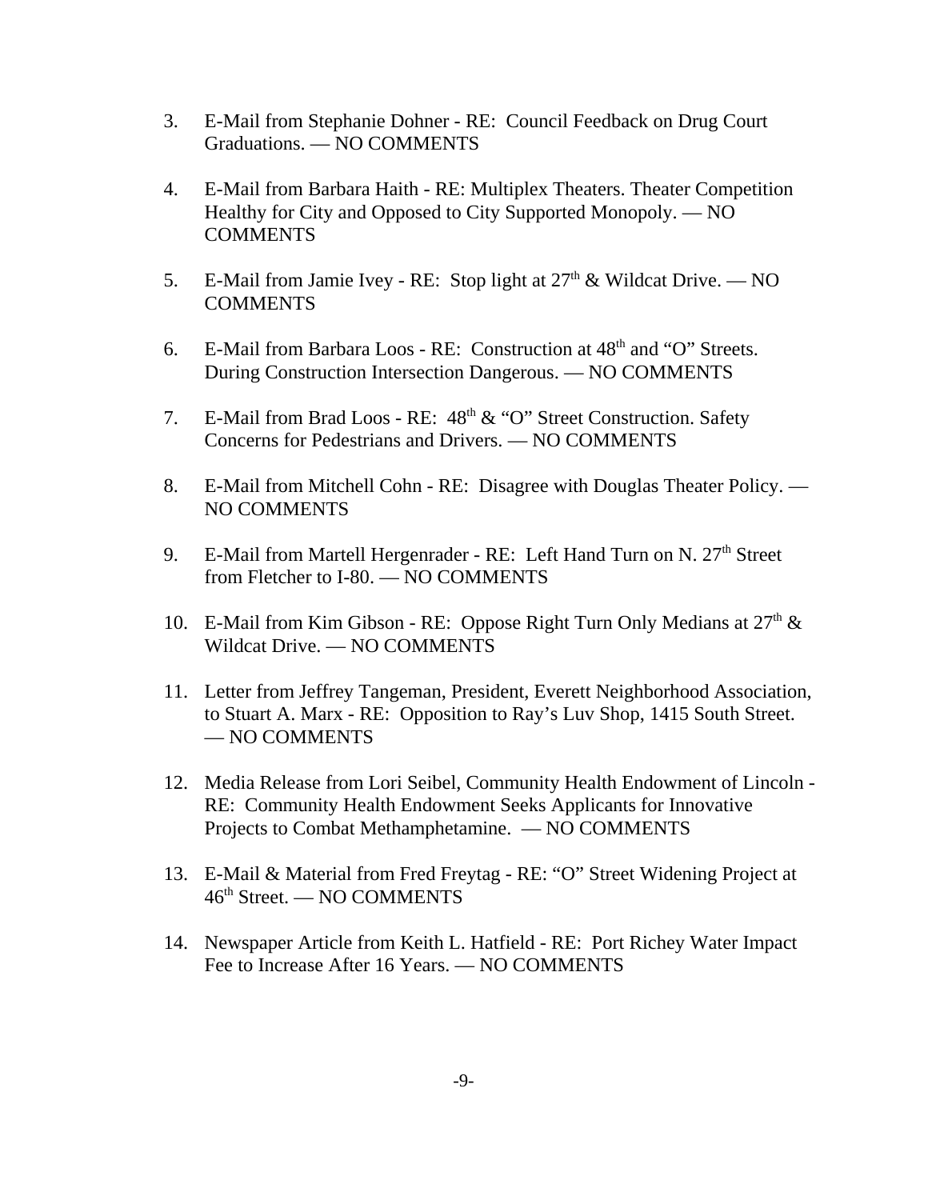3. E-Mail from Stephanie Dohner - RE: Council Feedback on Drug Court Graduations. — NO COMMENTS

4. E-Mail from Barbara Haith - RE: Multiplex Theaters. Theater Competition Healthy for City and Opposed to City Supported Monopoly. — NO COMMENTS

5. E-Mail from Jamie Ivey - RE: Stop light at 27th & Wildcat Drive. — NO COMMENTS

6. E-Mail from Barbara Loos - RE: Construction at 48th and "O" Streets. During Construction Intersection Dangerous. — NO COMMENTS

7. E-Mail from Brad Loos - RE: 48th & "O" Street Construction. Safety Concerns for Pedestrians and Drivers. — NO COMMENTS

8. E-Mail from Mitchell Cohn - RE: Disagree with Douglas Theater Policy. — NO COMMENTS

9. E-Mail from Martell Hergenrader - RE: Left Hand Turn on N. 27th Street from Fletcher to I-80. — NO COMMENTS

10. E-Mail from Kim Gibson - RE: Oppose Right Turn Only Medians at 27th & Wildcat Drive. — NO COMMENTS

11. Letter from Jeffrey Tangeman, President, Everett Neighborhood Association, to Stuart A. Marx - RE: Opposition to Ray's Luv Shop, 1415 South Street. — NO COMMENTS

12. Media Release from Lori Seibel, Community Health Endowment of Lincoln - RE: Community Health Endowment Seeks Applicants for Innovative Projects to Combat Methamphetamine. — NO COMMENTS

13. E-Mail & Material from Fred Freytag - RE: "O" Street Widening Project at 46th Street. — NO COMMENTS

14. Newspaper Article from Keith L. Hatfield - RE: Port Richey Water Impact Fee to Increase After 16 Years. — NO COMMENTS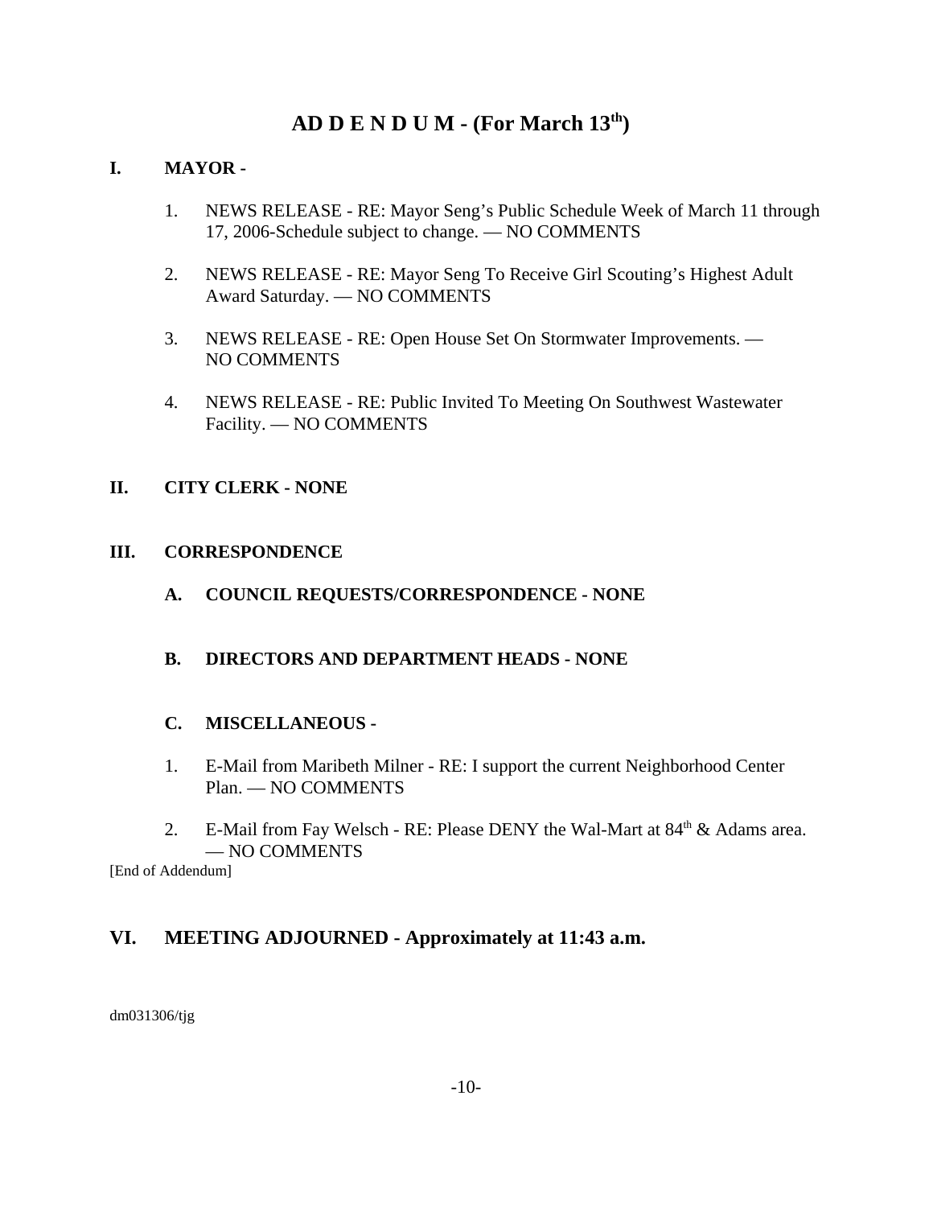# AD D E N D U M - (For March 13th)

## I. MAYOR -

1. NEWS RELEASE - RE: Mayor Seng's Public Schedule Week of March 11 through 17, 2006-Schedule subject to change. — NO COMMENTS

2. NEWS RELEASE - RE: Mayor Seng To Receive Girl Scouting's Highest Adult Award Saturday. — NO COMMENTS

3. NEWS RELEASE - RE: Open House Set On Stormwater Improvements. — NO COMMENTS

4. NEWS RELEASE - RE: Public Invited To Meeting On Southwest Wastewater Facility. — NO COMMENTS

## II. CITY CLERK - NONE

## III. CORRESPONDENCE

### A. COUNCIL REQUESTS/CORRESPONDENCE - NONE

### B. DIRECTORS AND DEPARTMENT HEADS - NONE

### C. MISCELLANEOUS -

1. E-Mail from Maribeth Milner - RE: I support the current Neighborhood Center Plan. — NO COMMENTS

2. E-Mail from Fay Welsch - RE: Please DENY the Wal-Mart at 84th & Adams area. — NO COMMENTS

[End of Addendum]

## VI. MEETING ADJOURNED - Approximately at 11:43 a.m.

dm031306/tjg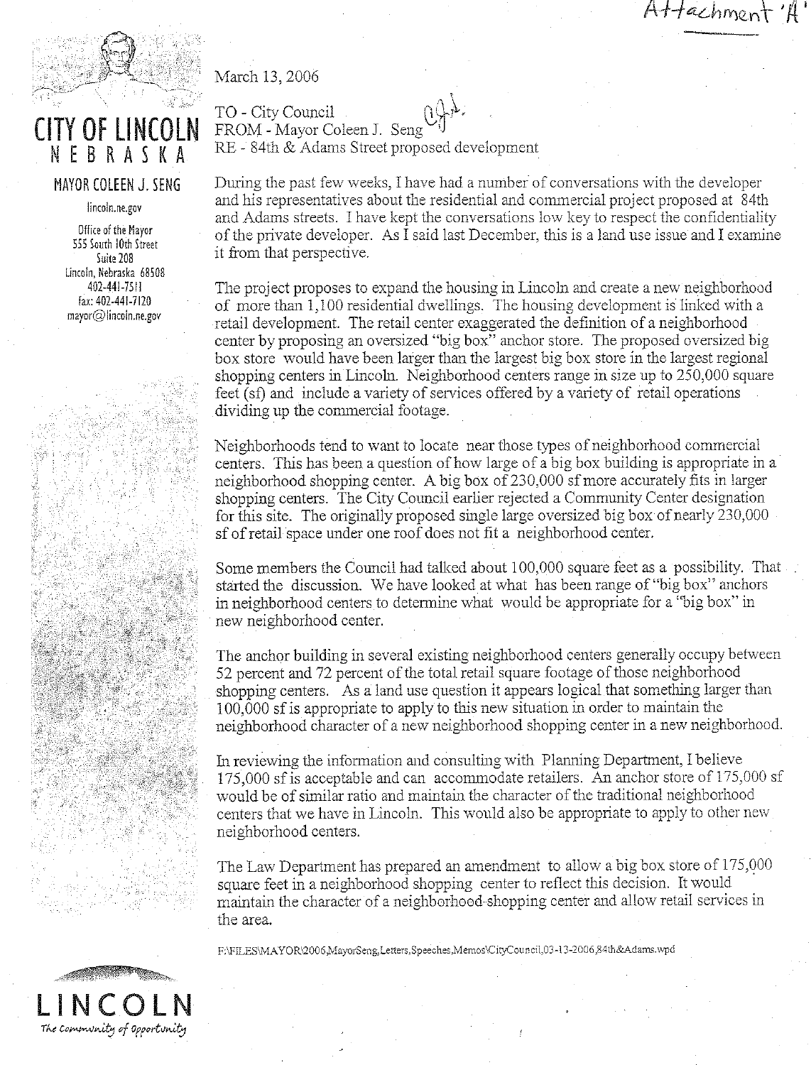Attachment 'A'

# CITY OF LINCOLN
## NEBRASKA

MAYOR COLEEN J. SENG

lincoln.ne.gov

Office of the Mayor
555 South 10th Street
Suite 208
Lincoln, Nebraska 68508
402-441-7511
fax: 402-441-7120
mayor@lincoln.ne.gov

March 13, 2006

TO - City Council
FROM - Mayor Coleen J. Seng
RE - 84th & Adams Street proposed development

During the past few weeks, I have had a number of conversations with the developer and his representatives about the residential and commercial project proposed at 84th and Adams streets. I have kept the conversations low key to respect the confidentiality of the private developer. As I said last December, this is a land use issue and I examine it from that perspective.

The project proposes to expand the housing in Lincoln and create a new neighborhood of more than 1,100 residential dwellings. The housing development is linked with a retail development. The retail center exaggerated the definition of a neighborhood center by proposing an oversized "big box" anchor store. The proposed oversized big box store would have been larger than the largest big box store in the largest regional shopping centers in Lincoln. Neighborhood centers range in size up to 250,000 square feet (sf) and include a variety of services offered by a variety of retail operations dividing up the commercial footage.

Neighborhoods tend to want to locate near those types of neighborhood commercial centers. This has been a question of how large of a big box building is appropriate in a neighborhood shopping center. A big box of 230,000 sf more accurately fits in larger shopping centers. The City Council earlier rejected a Community Center designation for this site. The originally proposed single large oversized big box of nearly 230,000 sf of retail space under one roof does not fit a neighborhood center.

Some members the Council had talked about 100,000 square feet as a possibility. That started the discussion. We have looked at what has been range of "big box" anchors in neighborhood centers to determine what would be appropriate for a "big box" in new neighborhood center.

The anchor building in several existing neighborhood centers generally occupy between 52 percent and 72 percent of the total retail square footage of those neighborhood shopping centers. As a land use question it appears logical that something larger than 100,000 sf is appropriate to apply to this new situation in order to maintain the neighborhood character of a new neighborhood shopping center in a new neighborhood.

In reviewing the information and consulting with Planning Department, I believe 175,000 sf is acceptable and can accommodate retailers. An anchor store of 175,000 sf would be of similar ratio and maintain the character of the traditional neighborhood centers that we have in Lincoln. This would also be appropriate to apply to other new neighborhood centers.

The Law Department has prepared an amendment to allow a big box store of 175,000 square feet in a neighborhood shopping center to reflect this decision. It would maintain the character of a neighborhood shopping center and allow retail services in the area.

F:\FILES\MAYOR\2006,MayorSeng,Letters,Speeches,Memos\CityCouncil,03-13-2006,84th&Adams.wpd

LINCOLN
*The Community of Opportunity*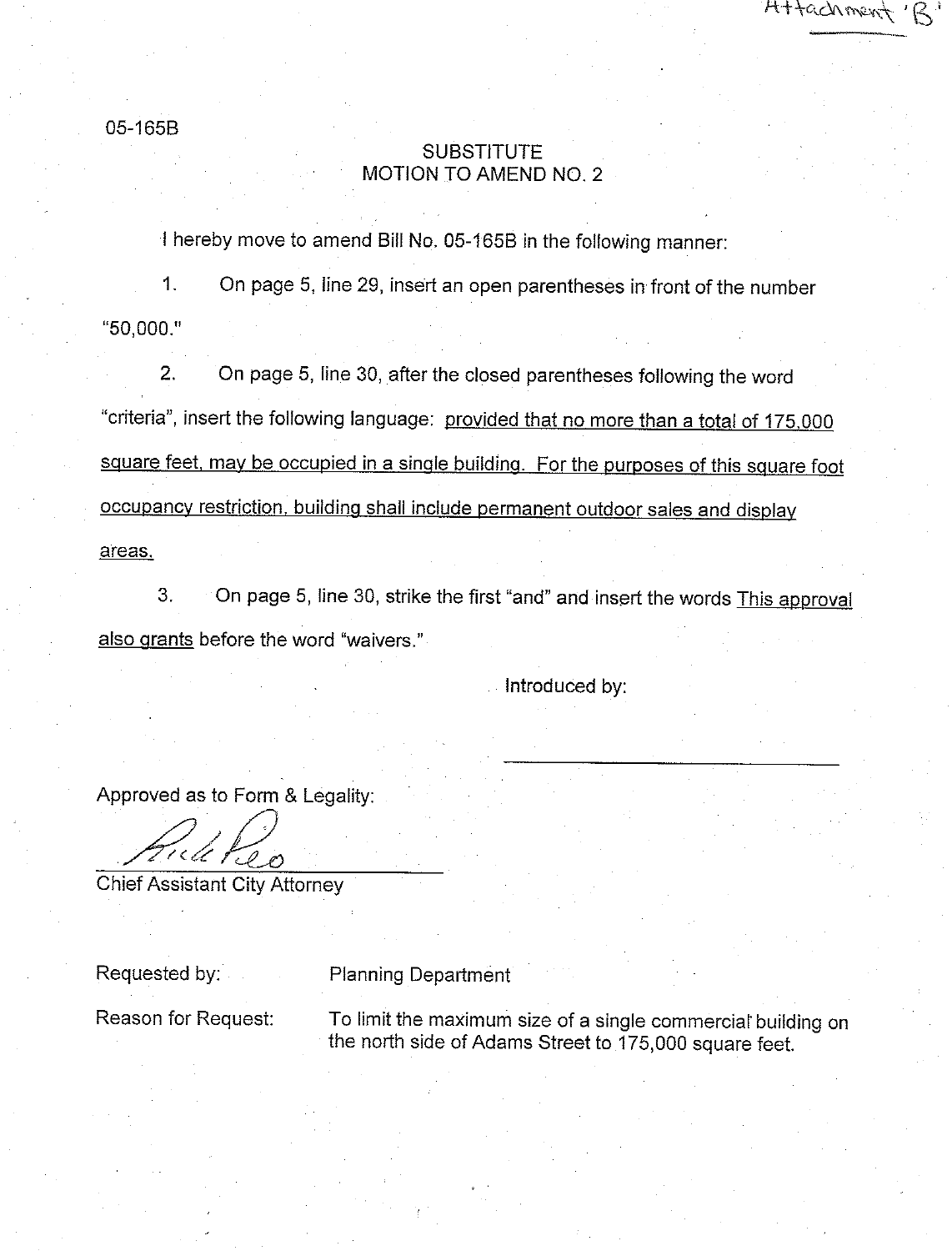Attachment 'B'

05-165B

# SUBSTITUTE
# MOTION TO AMEND NO. 2

I hereby move to amend Bill No. 05-165B in the following manner:

1. On page 5, line 29, insert an open parentheses in front of the number "50,000."

2. On page 5, line 30, after the closed parentheses following the word "criteria", insert the following language: <u>provided that no more than a total of 175,000 square feet, may be occupied in a single building. For the purposes of this square foot occupancy restriction, building shall include permanent outdoor sales and display areas.</u>

3. On page 5, line 30, strike the first "and" and insert the words <u>This approval also grants</u> before the word "waivers."

Introduced by:

______________________________

Approved as to Form & Legality:

[signature]

Chief Assistant City Attorney

Requested by: Planning Department

Reason for Request: To limit the maximum size of a single commercial building on the north side of Adams Street to 175,000 square feet.